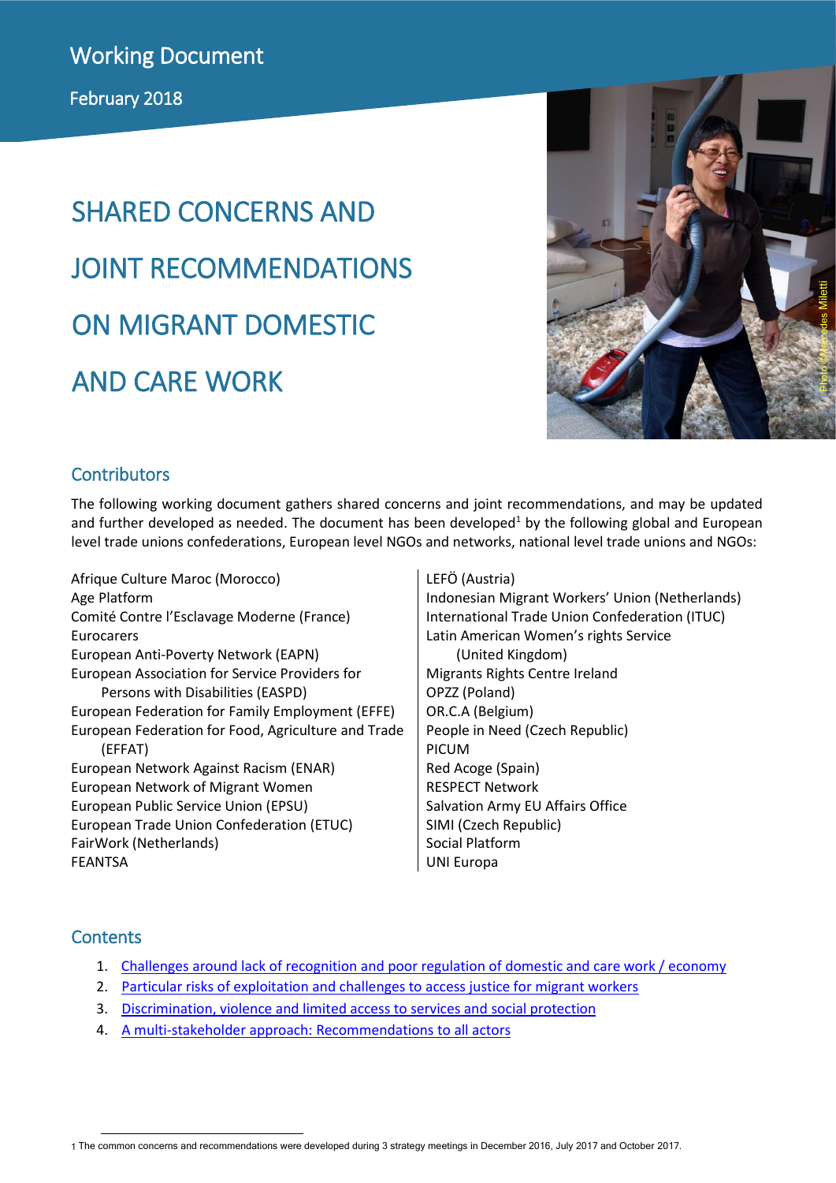Working Document

February 2018

# SHARED CONCERNS AND JOINT RECOMMENDATIONS ON MIGRANT DOMESTIC AND CARE WORK

## Contributors

The following working document gathers shared concerns and joint recommendations, and may be updated and further developed as needed. The document has been developed[1] by the following global and European level trade unions confederations, European level NGOs and networks, national level trade unions and NGOs:

- Afrique Culture Maroc (Morocco)
- Age Platform
- Comité Contre l'Esclavage Moderne (France)
- Eurocarers
- European Anti-Poverty Network (EAPN)
- European Association for Service Providers for Persons with Disabilities (EASPD)
- European Federation for Family Employment (EFFE)
- European Federation for Food, Agriculture and Trade (EFFAT)
- European Network Against Racism (ENAR)
- European Network of Migrant Women
- European Public Service Union (EPSU)
- European Trade Union Confederation (ETUC)
- FairWork (Netherlands)
- FEANTSA
- LEFÖ (Austria)
- Indonesian Migrant Workers' Union (Netherlands)
- International Trade Union Confederation (ITUC)
- Latin American Women's rights Service (United Kingdom)
- Migrants Rights Centre Ireland
- OPZZ (Poland)
- OR.C.A (Belgium)
- People in Need (Czech Republic)
- PICUM
- Red Acoge (Spain)
- RESPECT Network
- Salvation Army EU Affairs Office
- SIMI (Czech Republic)
- Social Platform
- UNI Europa

## Contents

1. Challenges around lack of recognition and poor regulation of domestic and care work / economy
2. Particular risks of exploitation and challenges to access justice for migrant workers
3. Discrimination, violence and limited access to services and social protection
4. A multi-stakeholder approach: Recommendations to all actors

[1] The common concerns and recommendations were developed during 3 strategy meetings in December 2016, July 2017 and October 2017.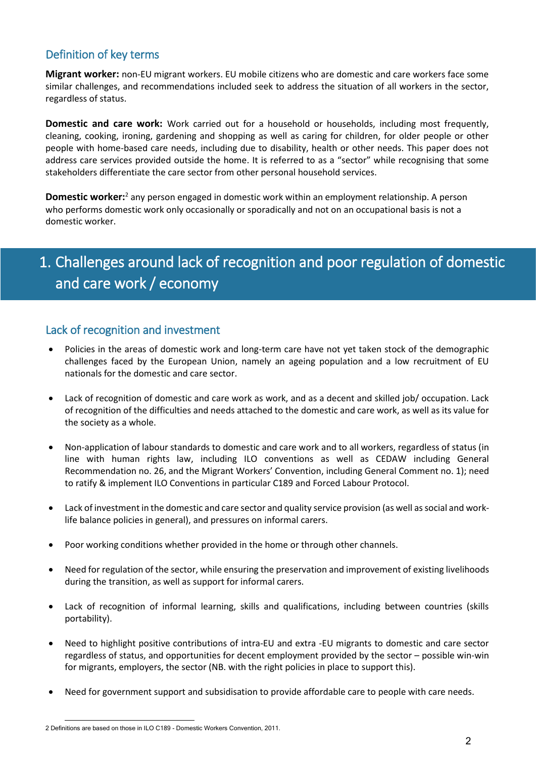## Definition of key terms

**Migrant worker:** non-EU migrant workers. EU mobile citizens who are domestic and care workers face some similar challenges, and recommendations included seek to address the situation of all workers in the sector, regardless of status.

**Domestic and care work:** Work carried out for a household or households, including most frequently, cleaning, cooking, ironing, gardening and shopping as well as caring for children, for older people or other people with home-based care needs, including due to disability, health or other needs. This paper does not address care services provided outside the home. It is referred to as a "sector" while recognising that some stakeholders differentiate the care sector from other personal household services.

**Domestic worker:**[2] any person engaged in domestic work within an employment relationship. A person who performs domestic work only occasionally or sporadically and not on an occupational basis is not a domestic worker.

# 1. Challenges around lack of recognition and poor regulation of domestic and care work / economy

## Lack of recognition and investment

- Policies in the areas of domestic work and long-term care have not yet taken stock of the demographic challenges faced by the European Union, namely an ageing population and a low recruitment of EU nationals for the domestic and care sector.
- Lack of recognition of domestic and care work as work, and as a decent and skilled job/ occupation. Lack of recognition of the difficulties and needs attached to the domestic and care work, as well as its value for the society as a whole.
- Non-application of labour standards to domestic and care work and to all workers, regardless of status (in line with human rights law, including ILO conventions as well as CEDAW including General Recommendation no. 26, and the Migrant Workers' Convention, including General Comment no. 1); need to ratify & implement ILO Conventions in particular C189 and Forced Labour Protocol.
- Lack of investment in the domestic and care sector and quality service provision (as well as social and work-life balance policies in general), and pressures on informal carers.
- Poor working conditions whether provided in the home or through other channels.
- Need for regulation of the sector, while ensuring the preservation and improvement of existing livelihoods during the transition, as well as support for informal carers.
- Lack of recognition of informal learning, skills and qualifications, including between countries (skills portability).
- Need to highlight positive contributions of intra-EU and extra -EU migrants to domestic and care sector regardless of status, and opportunities for decent employment provided by the sector – possible win-win for migrants, employers, the sector (NB. with the right policies in place to support this).
- Need for government support and subsidisation to provide affordable care to people with care needs.

2 Definitions are based on those in ILO C189 - Domestic Workers Convention, 2011.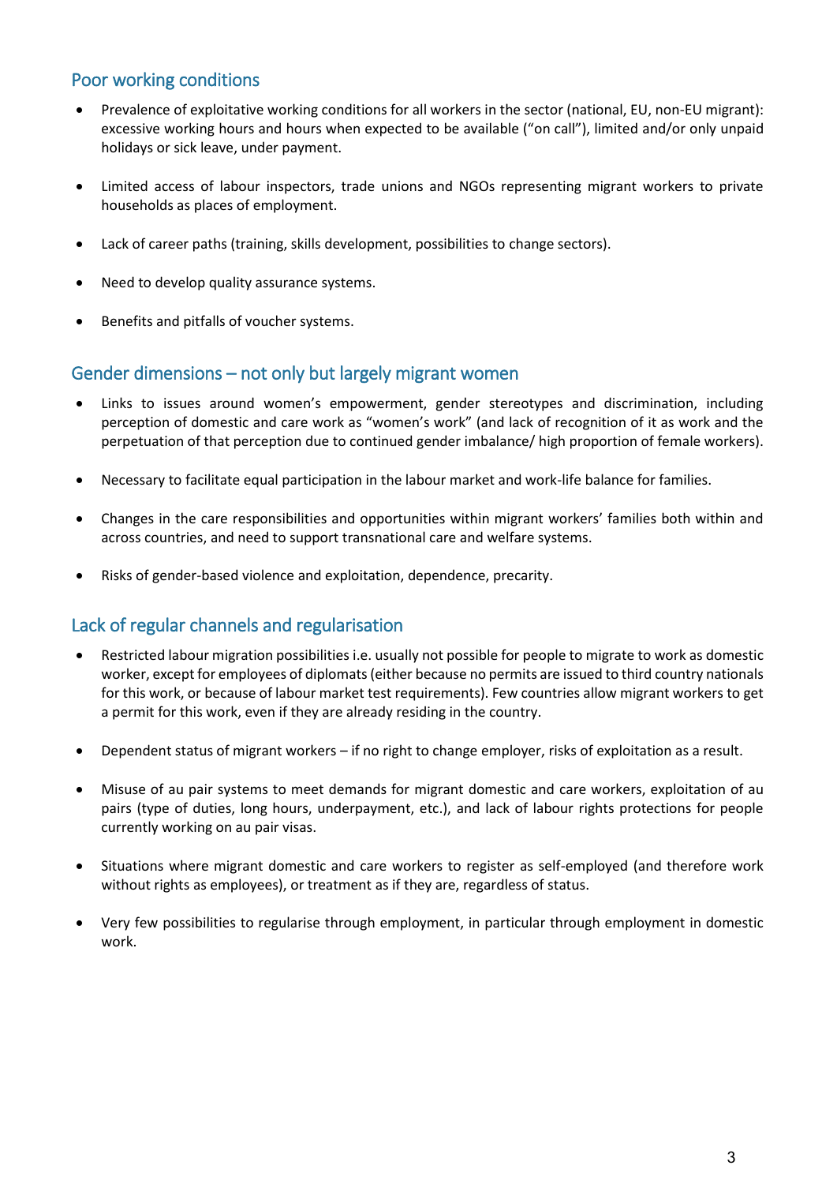## Poor working conditions

- Prevalence of exploitative working conditions for all workers in the sector (national, EU, non-EU migrant): excessive working hours and hours when expected to be available ("on call"), limited and/or only unpaid holidays or sick leave, under payment.

- Limited access of labour inspectors, trade unions and NGOs representing migrant workers to private households as places of employment.

- Lack of career paths (training, skills development, possibilities to change sectors).

- Need to develop quality assurance systems.

- Benefits and pitfalls of voucher systems.

## Gender dimensions – not only but largely migrant women

- Links to issues around women's empowerment, gender stereotypes and discrimination, including perception of domestic and care work as "women's work" (and lack of recognition of it as work and the perpetuation of that perception due to continued gender imbalance/ high proportion of female workers).

- Necessary to facilitate equal participation in the labour market and work-life balance for families.

- Changes in the care responsibilities and opportunities within migrant workers' families both within and across countries, and need to support transnational care and welfare systems.

- Risks of gender-based violence and exploitation, dependence, precarity.

## Lack of regular channels and regularisation

- Restricted labour migration possibilities i.e. usually not possible for people to migrate to work as domestic worker, except for employees of diplomats (either because no permits are issued to third country nationals for this work, or because of labour market test requirements). Few countries allow migrant workers to get a permit for this work, even if they are already residing in the country.

- Dependent status of migrant workers – if no right to change employer, risks of exploitation as a result.

- Misuse of au pair systems to meet demands for migrant domestic and care workers, exploitation of au pairs (type of duties, long hours, underpayment, etc.), and lack of labour rights protections for people currently working on au pair visas.

- Situations where migrant domestic and care workers to register as self-employed (and therefore work without rights as employees), or treatment as if they are, regardless of status.

- Very few possibilities to regularise through employment, in particular through employment in domestic work.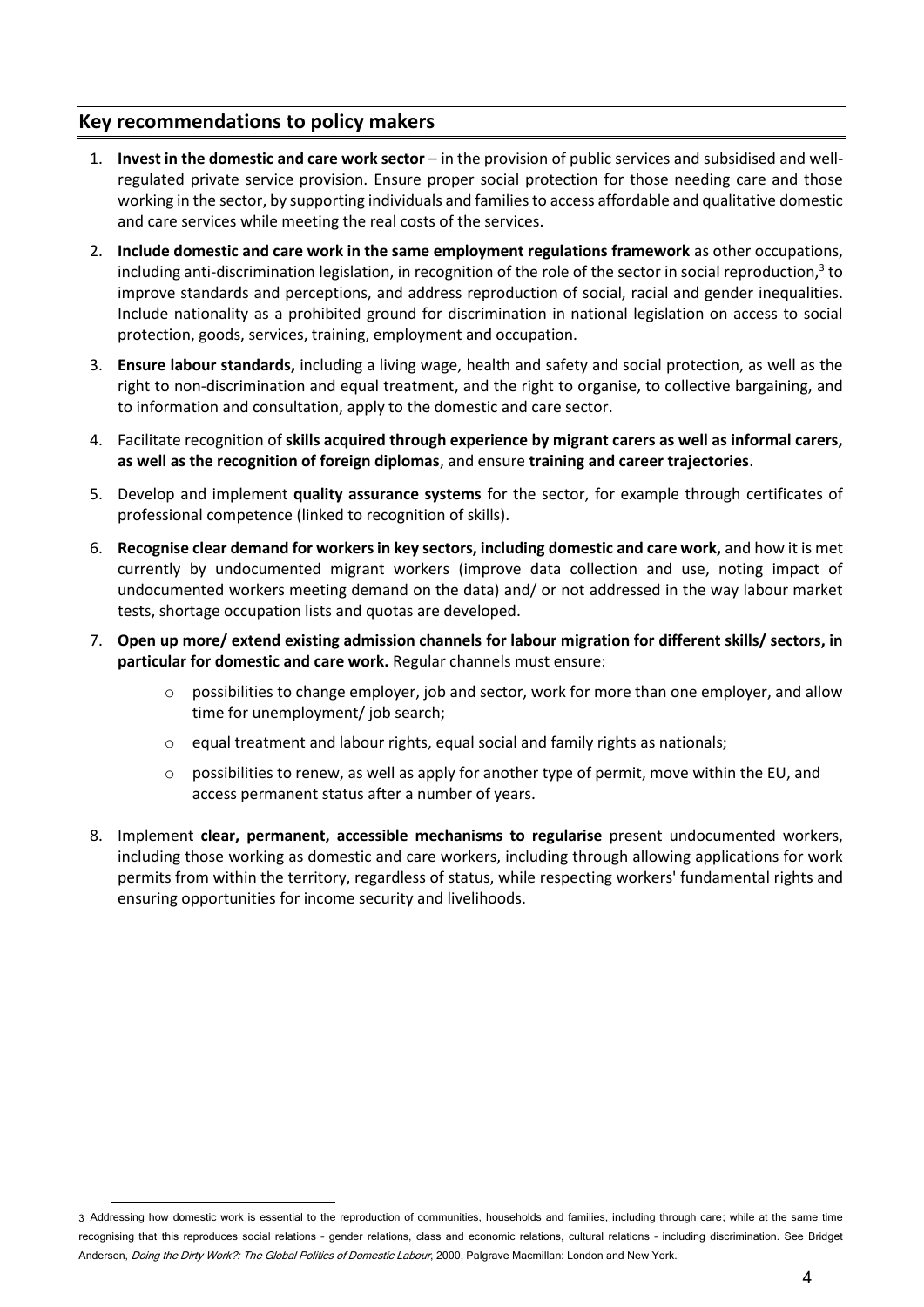## Key recommendations to policy makers

1. **Invest in the domestic and care work sector** – in the provision of public services and subsidised and well-regulated private service provision. Ensure proper social protection for those needing care and those working in the sector, by supporting individuals and families to access affordable and qualitative domestic and care services while meeting the real costs of the services.
2. **Include domestic and care work in the same employment regulations framework** as other occupations, including anti-discrimination legislation, in recognition of the role of the sector in social reproduction,[3] to improve standards and perceptions, and address reproduction of social, racial and gender inequalities. Include nationality as a prohibited ground for discrimination in national legislation on access to social protection, goods, services, training, employment and occupation.
3. **Ensure labour standards,** including a living wage, health and safety and social protection, as well as the right to non-discrimination and equal treatment, and the right to organise, to collective bargaining, and to information and consultation, apply to the domestic and care sector.
4. Facilitate recognition of **skills acquired through experience by migrant carers as well as informal carers, as well as the recognition of foreign diplomas**, and ensure **training and career trajectories**.
5. Develop and implement **quality assurance systems** for the sector, for example through certificates of professional competence (linked to recognition of skills).
6. **Recognise clear demand for workers in key sectors, including domestic and care work,** and how it is met currently by undocumented migrant workers (improve data collection and use, noting impact of undocumented workers meeting demand on the data) and/ or not addressed in the way labour market tests, shortage occupation lists and quotas are developed.
7. **Open up more/ extend existing admission channels for labour migration for different skills/ sectors, in particular for domestic and care work.** Regular channels must ensure:
   - possibilities to change employer, job and sector, work for more than one employer, and allow time for unemployment/ job search;
   - equal treatment and labour rights, equal social and family rights as nationals;
   - possibilities to renew, as well as apply for another type of permit, move within the EU, and access permanent status after a number of years.
8. Implement **clear, permanent, accessible mechanisms to regularise** present undocumented workers, including those working as domestic and care workers, including through allowing applications for work permits from within the territory, regardless of status, while respecting workers' fundamental rights and ensuring opportunities for income security and livelihoods.

---

3 Addressing how domestic work is essential to the reproduction of communities, households and families, including through care; while at the same time recognising that this reproduces social relations - gender relations, class and economic relations, cultural relations - including discrimination. See Bridget Anderson, *Doing the Dirty Work?: The Global Politics of Domestic Labour*, 2000, Palgrave Macmillan: London and New York.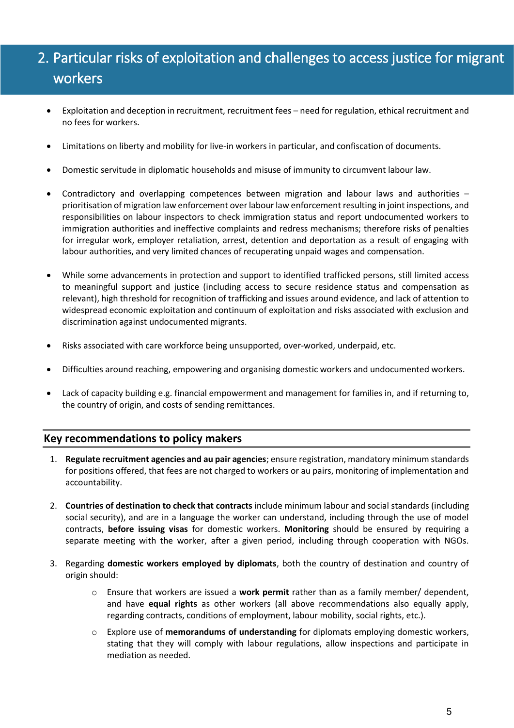## 2. Particular risks of exploitation and challenges to access justice for migrant workers

- Exploitation and deception in recruitment, recruitment fees – need for regulation, ethical recruitment and no fees for workers.
- Limitations on liberty and mobility for live-in workers in particular, and confiscation of documents.
- Domestic servitude in diplomatic households and misuse of immunity to circumvent labour law.
- Contradictory and overlapping competences between migration and labour laws and authorities – prioritisation of migration law enforcement over labour law enforcement resulting in joint inspections, and responsibilities on labour inspectors to check immigration status and report undocumented workers to immigration authorities and ineffective complaints and redress mechanisms; therefore risks of penalties for irregular work, employer retaliation, arrest, detention and deportation as a result of engaging with labour authorities, and very limited chances of recuperating unpaid wages and compensation.
- While some advancements in protection and support to identified trafficked persons, still limited access to meaningful support and justice (including access to secure residence status and compensation as relevant), high threshold for recognition of trafficking and issues around evidence, and lack of attention to widespread economic exploitation and continuum of exploitation and risks associated with exclusion and discrimination against undocumented migrants.
- Risks associated with care workforce being unsupported, over-worked, underpaid, etc.
- Difficulties around reaching, empowering and organising domestic workers and undocumented workers.
- Lack of capacity building e.g. financial empowerment and management for families in, and if returning to, the country of origin, and costs of sending remittances.

### Key recommendations to policy makers

1. **Regulate recruitment agencies and au pair agencies**; ensure registration, mandatory minimum standards for positions offered, that fees are not charged to workers or au pairs, monitoring of implementation and accountability.
2. **Countries of destination to check that contracts** include minimum labour and social standards (including social security), and are in a language the worker can understand, including through the use of model contracts, **before issuing visas** for domestic workers. **Monitoring** should be ensured by requiring a separate meeting with the worker, after a given period, including through cooperation with NGOs.
3. Regarding **domestic workers employed by diplomats**, both the country of destination and country of origin should:
   - Ensure that workers are issued a **work permit** rather than as a family member/ dependent, and have **equal rights** as other workers (all above recommendations also equally apply, regarding contracts, conditions of employment, labour mobility, social rights, etc.).
   - Explore use of **memorandums of understanding** for diplomats employing domestic workers, stating that they will comply with labour regulations, allow inspections and participate in mediation as needed.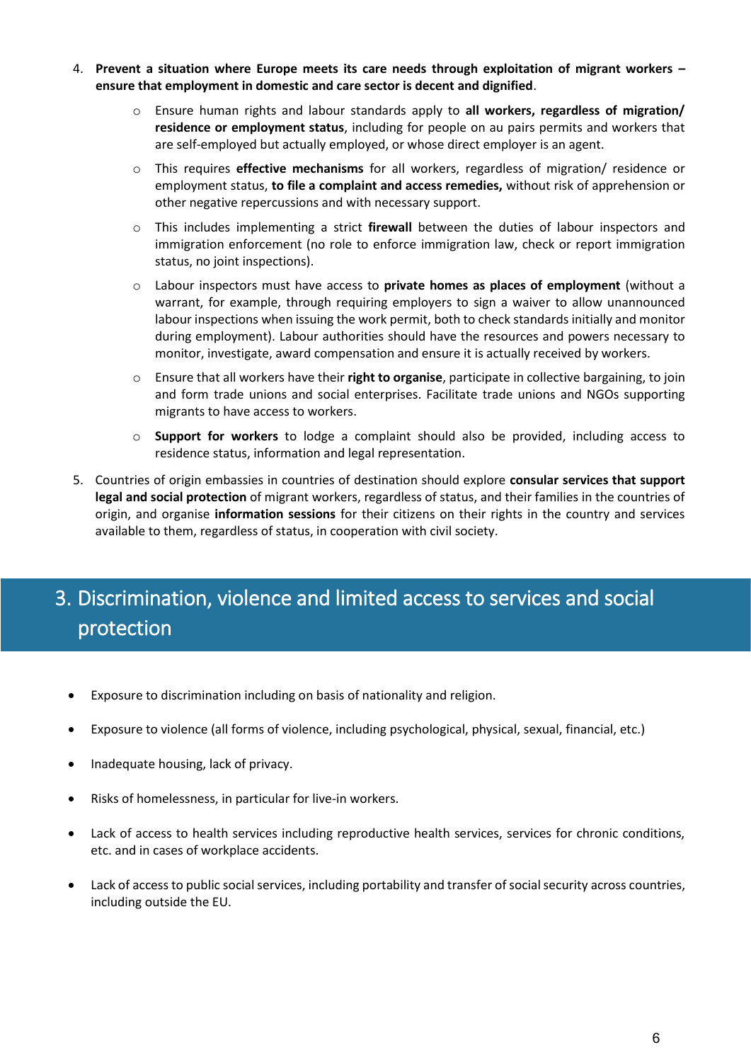4. **Prevent a situation where Europe meets its care needs through exploitation of migrant workers – ensure that employment in domestic and care sector is decent and dignified**.
    - Ensure human rights and labour standards apply to **all workers, regardless of migration/ residence or employment status**, including for people on au pairs permits and workers that are self-employed but actually employed, or whose direct employer is an agent.
    - This requires **effective mechanisms** for all workers, regardless of migration/ residence or employment status, **to file a complaint and access remedies,** without risk of apprehension or other negative repercussions and with necessary support.
    - This includes implementing a strict **firewall** between the duties of labour inspectors and immigration enforcement (no role to enforce immigration law, check or report immigration status, no joint inspections).
    - Labour inspectors must have access to **private homes as places of employment** (without a warrant, for example, through requiring employers to sign a waiver to allow unannounced labour inspections when issuing the work permit, both to check standards initially and monitor during employment). Labour authorities should have the resources and powers necessary to monitor, investigate, award compensation and ensure it is actually received by workers.
    - Ensure that all workers have their **right to organise**, participate in collective bargaining, to join and form trade unions and social enterprises. Facilitate trade unions and NGOs supporting migrants to have access to workers.
    - **Support for workers** to lodge a complaint should also be provided, including access to residence status, information and legal representation.
5. Countries of origin embassies in countries of destination should explore **consular services that support legal and social protection** of migrant workers, regardless of status, and their families in the countries of origin, and organise **information sessions** for their citizens on their rights in the country and services available to them, regardless of status, in cooperation with civil society.

## 3. Discrimination, violence and limited access to services and social protection

- Exposure to discrimination including on basis of nationality and religion.
- Exposure to violence (all forms of violence, including psychological, physical, sexual, financial, etc.)
- Inadequate housing, lack of privacy.
- Risks of homelessness, in particular for live-in workers.
- Lack of access to health services including reproductive health services, services for chronic conditions, etc. and in cases of workplace accidents.
- Lack of access to public social services, including portability and transfer of social security across countries, including outside the EU.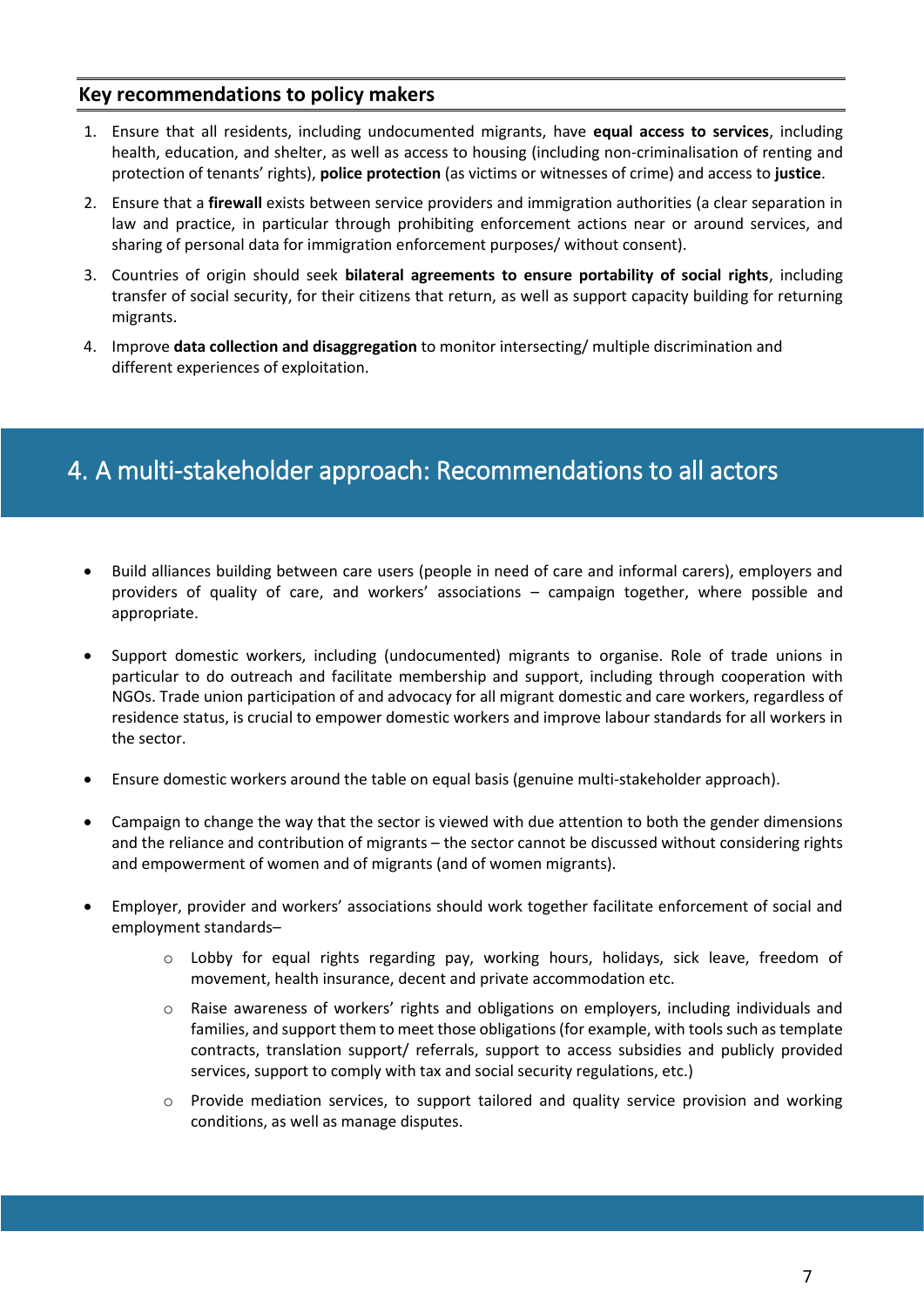## Key recommendations to policy makers

1. Ensure that all residents, including undocumented migrants, have **equal access to services**, including health, education, and shelter, as well as access to housing (including non-criminalisation of renting and protection of tenants' rights), **police protection** (as victims or witnesses of crime) and access to **justice**.
2. Ensure that a **firewall** exists between service providers and immigration authorities (a clear separation in law and practice, in particular through prohibiting enforcement actions near or around services, and sharing of personal data for immigration enforcement purposes/ without consent).
3. Countries of origin should seek **bilateral agreements to ensure portability of social rights**, including transfer of social security, for their citizens that return, as well as support capacity building for returning migrants.
4. Improve **data collection and disaggregation** to monitor intersecting/ multiple discrimination and different experiences of exploitation.

# 4. A multi-stakeholder approach: Recommendations to all actors

- Build alliances building between care users (people in need of care and informal carers), employers and providers of quality of care, and workers' associations – campaign together, where possible and appropriate.
- Support domestic workers, including (undocumented) migrants to organise. Role of trade unions in particular to do outreach and facilitate membership and support, including through cooperation with NGOs. Trade union participation of and advocacy for all migrant domestic and care workers, regardless of residence status, is crucial to empower domestic workers and improve labour standards for all workers in the sector.
- Ensure domestic workers around the table on equal basis (genuine multi-stakeholder approach).
- Campaign to change the way that the sector is viewed with due attention to both the gender dimensions and the reliance and contribution of migrants – the sector cannot be discussed without considering rights and empowerment of women and of migrants (and of women migrants).
- Employer, provider and workers' associations should work together facilitate enforcement of social and employment standards–
    - Lobby for equal rights regarding pay, working hours, holidays, sick leave, freedom of movement, health insurance, decent and private accommodation etc.
    - Raise awareness of workers' rights and obligations on employers, including individuals and families, and support them to meet those obligations (for example, with tools such as template contracts, translation support/ referrals, support to access subsidies and publicly provided services, support to comply with tax and social security regulations, etc.)
    - Provide mediation services, to support tailored and quality service provision and working conditions, as well as manage disputes.